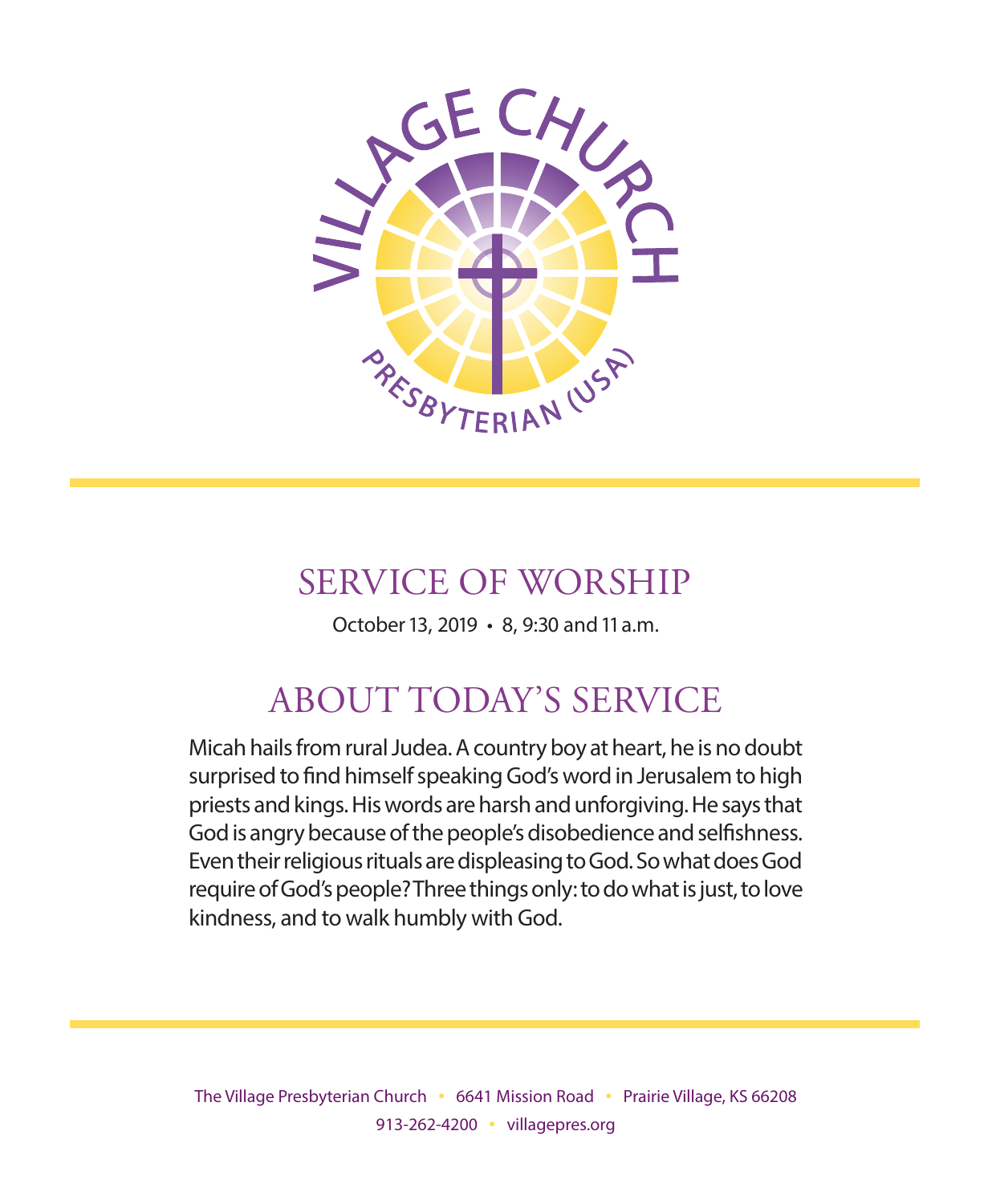VILLAGE CHURCH

PRESBYTERIAN (USA)

# SERVICE OF WORSHIP

October 13, 2019 • 8, 9:30 and 11 a.m.

## ABOUT TODAY'S SERVICE

Micah hails from rural Judea. A country boy at heart, he is no doubt surprised to find himself speaking God's word in Jerusalem to high priests and kings. His words are harsh and unforgiving. He says that God is angry because of the people's disobedience and selfishness. Even their religious rituals are displeasing to God. So what does God require of God's people? Three things only: to do what is just, to love kindness, and to walk humbly with God.

The Village Presbyterian Church • 6641 Mission Road • Prairie Village, KS 66208

913-262-4200 • villagepres.org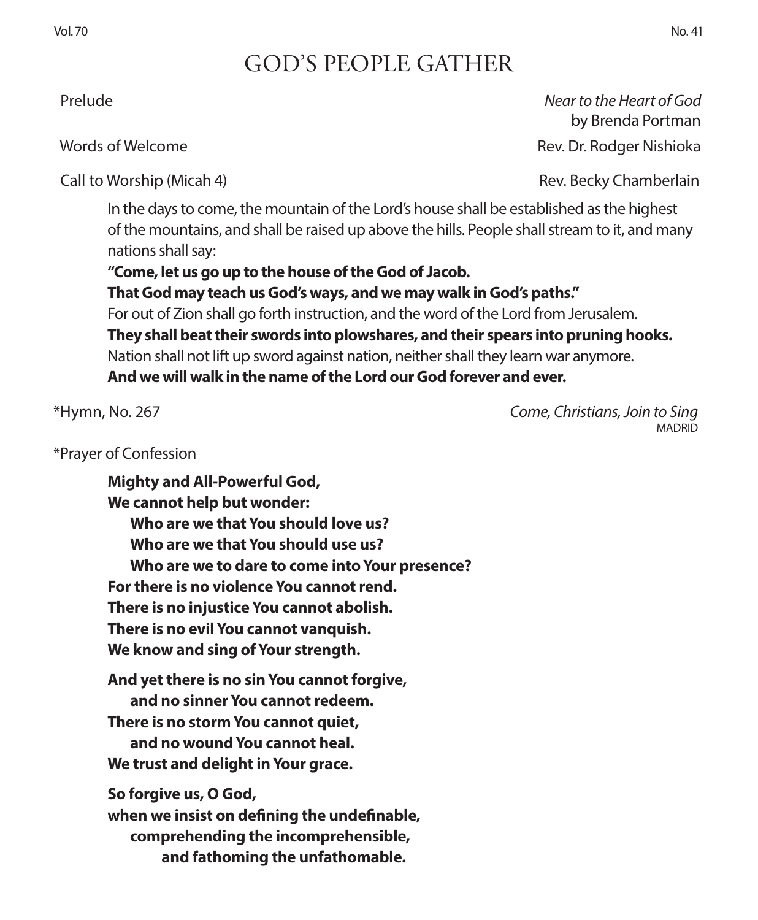# GOD'S PEOPLE GATHER

Prelude — *Near to the Heart of God* by Brenda Portman

Words of Welcome — Rev. Dr. Rodger Nishioka

Call to Worship (Micah 4) — Rev. Becky Chamberlain

In the days to come, the mountain of the Lord's house shall be established as the highest of the mountains, and shall be raised up above the hills. People shall stream to it, and many nations shall say:
**"Come, let us go up to the house of the God of Jacob.**
**That God may teach us God's ways, and we may walk in God's paths."**
For out of Zion shall go forth instruction, and the word of the Lord from Jerusalem.
**They shall beat their swords into plowshares, and their spears into pruning hooks.**
Nation shall not lift up sword against nation, neither shall they learn war anymore.
**And we will walk in the name of the Lord our God forever and ever.**

*Hymn, No. 267 — *Come, Christians, Join to Sing* MADRID

*Prayer of Confession

**Mighty and All-Powerful God,**
**We cannot help but wonder:**
**Who are we that You should love us?**
**Who are we that You should use us?**
**Who are we to dare to come into Your presence?**
**For there is no violence You cannot rend.**
**There is no injustice You cannot abolish.**
**There is no evil You cannot vanquish.**
**We know and sing of Your strength.**

**And yet there is no sin You cannot forgive,**
**and no sinner You cannot redeem.**
**There is no storm You cannot quiet,**
**and no wound You cannot heal.**
**We trust and delight in Your grace.**

**So forgive us, O God,**
**when we insist on defining the undefinable,**
**comprehending the incomprehensible,**
**and fathoming the unfathomable.**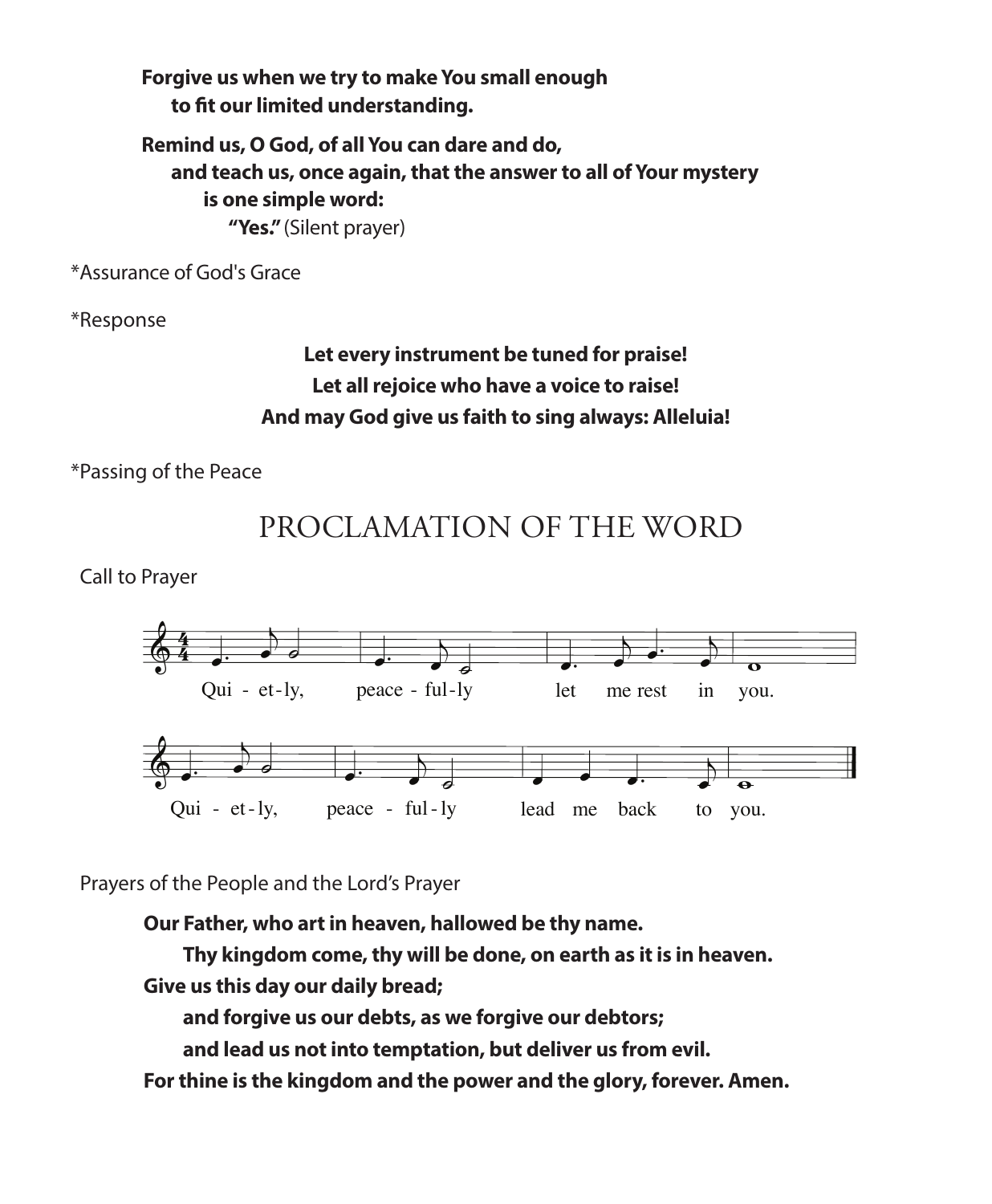**Forgive us when we try to make You small enough**
**to fit our limited understanding.**

**Remind us, O God, of all You can dare and do,**
**and teach us, once again, that the answer to all of Your mystery**
**is one simple word:**
**"Yes."** (Silent prayer)

*Assurance of God's Grace

*Response

**Let every instrument be tuned for praise!**
**Let all rejoice who have a voice to raise!**
**And may God give us faith to sing always: Alleluia!**

*Passing of the Peace

## PROCLAMATION OF THE WORD

Call to Prayer

Qui - et-ly, peace - ful-ly let me rest in you.

Qui - et-ly, peace - ful-ly lead me back to you.

Prayers of the People and the Lord's Prayer

**Our Father, who art in heaven, hallowed be thy name.**
**Thy kingdom come, thy will be done, on earth as it is in heaven.**
**Give us this day our daily bread;**
**and forgive us our debts, as we forgive our debtors;**
**and lead us not into temptation, but deliver us from evil.**
**For thine is the kingdom and the power and the glory, forever. Amen.**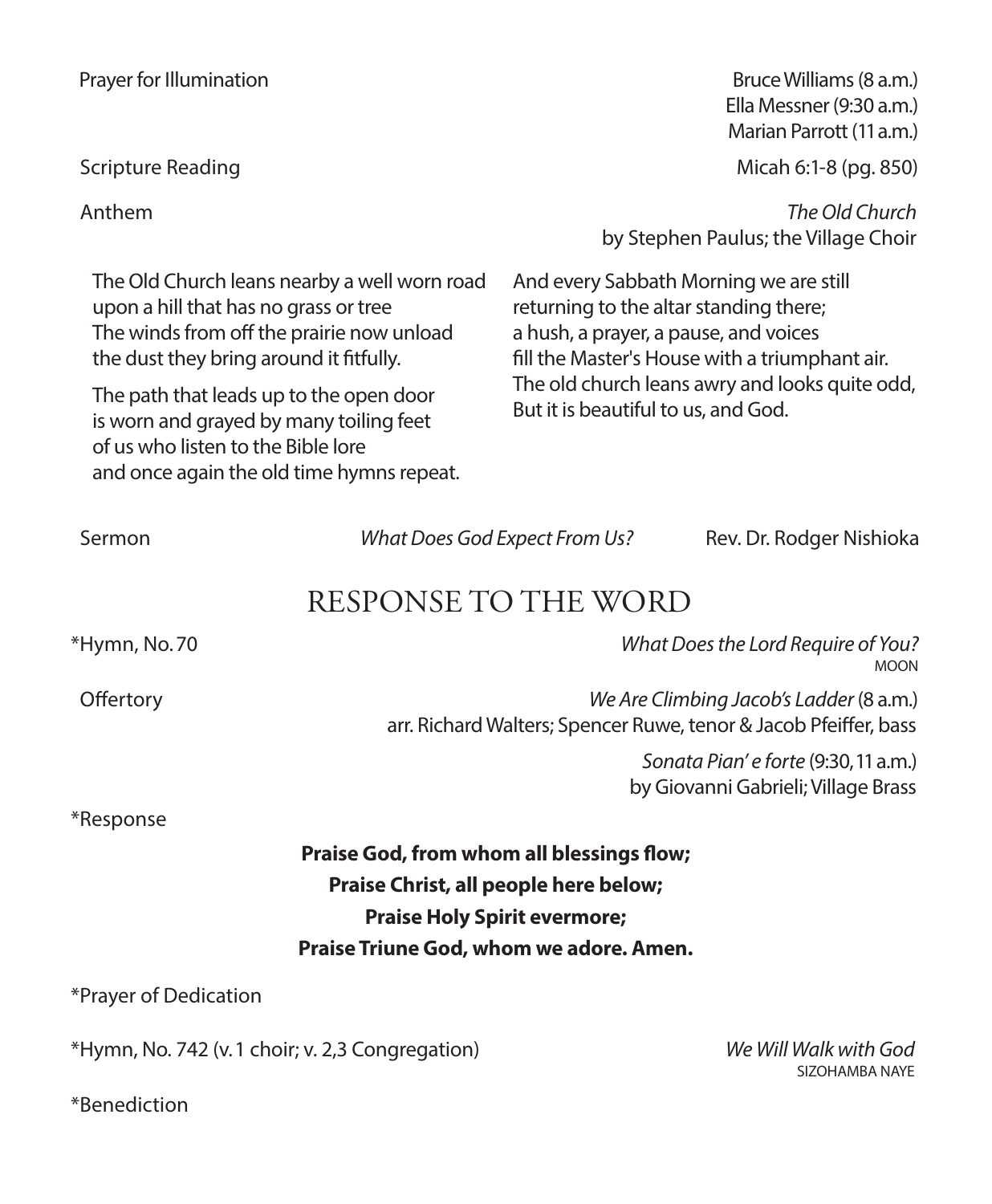Prayer for Illumination — Bruce Williams (8 a.m.)
Ella Messner (9:30 a.m.)
Marian Parrott (11 a.m.)

Scripture Reading — Micah 6:1-8 (pg. 850)

Anthem — *The Old Church*
by Stephen Paulus; the Village Choir

The Old Church leans nearby a well worn road
upon a hill that has no grass or tree
The winds from off the prairie now unload
the dust they bring around it fitfully.

The path that leads up to the open door
is worn and grayed by many toiling feet
of us who listen to the Bible lore
and once again the old time hymns repeat.

And every Sabbath Morning we are still
returning to the altar standing there;
a hush, a prayer, a pause, and voices
fill the Master's House with a triumphant air.
The old church leans awry and looks quite odd,
But it is beautiful to us, and God.

Sermon — *What Does God Expect From Us?* — Rev. Dr. Rodger Nishioka

## RESPONSE TO THE WORD

*Hymn, No. 70 — *What Does the Lord Require of You?*
MOON

Offertory — *We Are Climbing Jacob's Ladder* (8 a.m.)
arr. Richard Walters; Spencer Ruwe, tenor & Jacob Pfeiffer, bass

*Sonata Pian' e forte* (9:30, 11 a.m.)
by Giovanni Gabrieli; Village Brass

*Response

**Praise God, from whom all blessings flow;**
**Praise Christ, all people here below;**
**Praise Holy Spirit evermore;**
**Praise Triune God, whom we adore. Amen.**

*Prayer of Dedication

*Hymn, No. 742 (v. 1 choir; v. 2,3 Congregation) — *We Will Walk with God*
SIZOHAMBA NAYE

*Benediction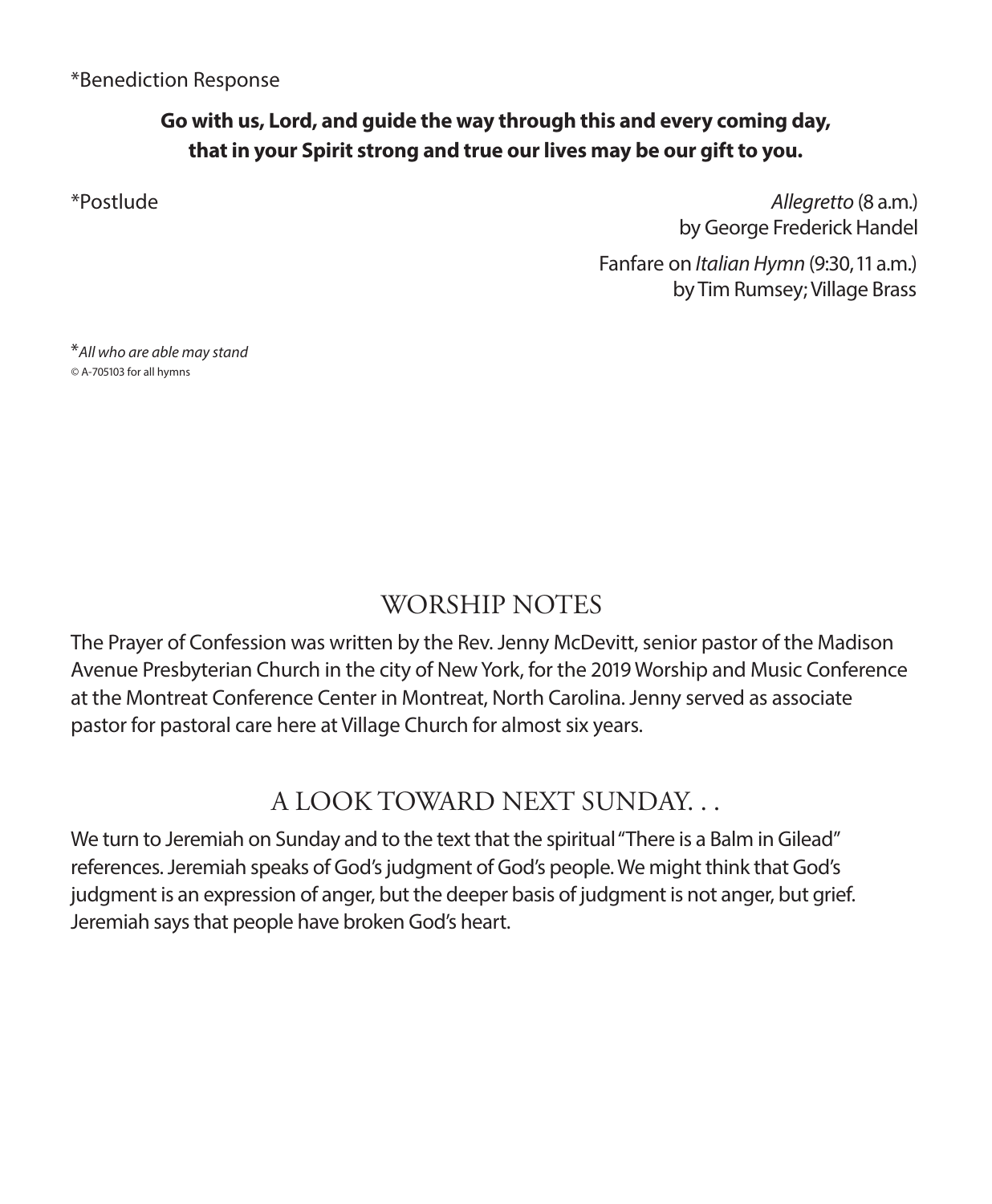*Benediction Response

**Go with us, Lord, and guide the way through this and every coming day, that in your Spirit strong and true our lives may be our gift to you.**

*Postlude

*Allegretto* (8 a.m.)
by George Frederick Handel

Fanfare on *Italian Hymn* (9:30, 11 a.m.)
by Tim Rumsey; Village Brass

**All who are able may stand*

© A-705103 for all hymns

## WORSHIP NOTES

The Prayer of Confession was written by the Rev. Jenny McDevitt, senior pastor of the Madison Avenue Presbyterian Church in the city of New York, for the 2019 Worship and Music Conference at the Montreat Conference Center in Montreat, North Carolina. Jenny served as associate pastor for pastoral care here at Village Church for almost six years.

## A LOOK TOWARD NEXT SUNDAY. . .

We turn to Jeremiah on Sunday and to the text that the spiritual "There is a Balm in Gilead" references. Jeremiah speaks of God's judgment of God's people. We might think that God's judgment is an expression of anger, but the deeper basis of judgment is not anger, but grief. Jeremiah says that people have broken God's heart.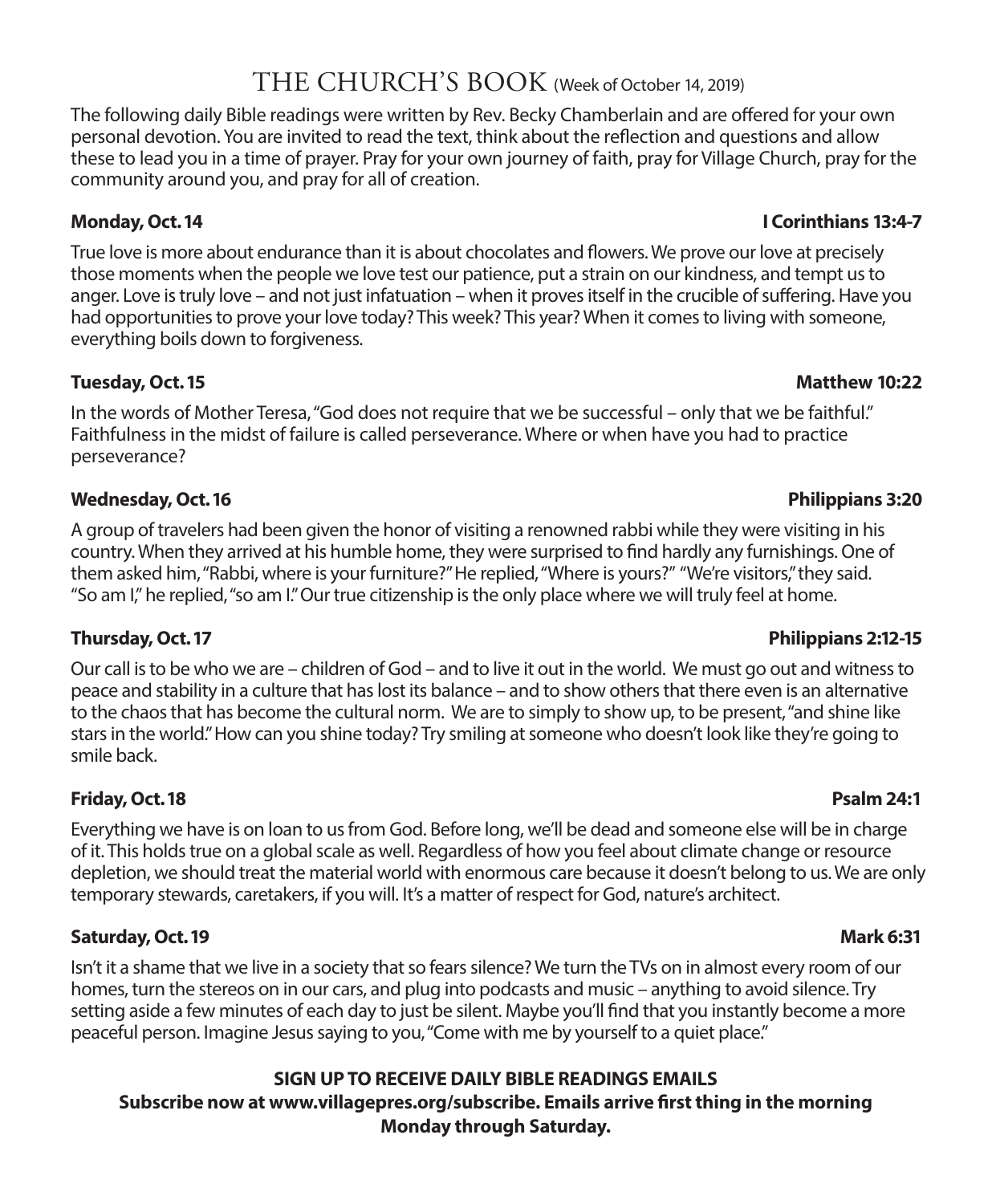# THE CHURCH'S BOOK (Week of October 14, 2019)

The following daily Bible readings were written by Rev. Becky Chamberlain and are offered for your own personal devotion. You are invited to read the text, think about the reflection and questions and allow these to lead you in a time of prayer. Pray for your own journey of faith, pray for Village Church, pray for the community around you, and pray for all of creation.

**Monday, Oct. 14** **I Corinthians 13:4-7**

True love is more about endurance than it is about chocolates and flowers. We prove our love at precisely those moments when the people we love test our patience, put a strain on our kindness, and tempt us to anger. Love is truly love – and not just infatuation – when it proves itself in the crucible of suffering. Have you had opportunities to prove your love today? This week? This year? When it comes to living with someone, everything boils down to forgiveness.

**Tuesday, Oct. 15** **Matthew 10:22**

In the words of Mother Teresa, "God does not require that we be successful – only that we be faithful." Faithfulness in the midst of failure is called perseverance. Where or when have you had to practice perseverance?

**Wednesday, Oct. 16** **Philippians 3:20**

A group of travelers had been given the honor of visiting a renowned rabbi while they were visiting in his country. When they arrived at his humble home, they were surprised to find hardly any furnishings. One of them asked him, "Rabbi, where is your furniture?" He replied, "Where is yours?" "We're visitors," they said. "So am I," he replied, "so am I." Our true citizenship is the only place where we will truly feel at home.

**Thursday, Oct. 17** **Philippians 2:12-15**

Our call is to be who we are – children of God – and to live it out in the world. We must go out and witness to peace and stability in a culture that has lost its balance – and to show others that there even is an alternative to the chaos that has become the cultural norm. We are to simply to show up, to be present, "and shine like stars in the world." How can you shine today? Try smiling at someone who doesn't look like they're going to smile back.

**Friday, Oct. 18** **Psalm 24:1**

Everything we have is on loan to us from God. Before long, we'll be dead and someone else will be in charge of it. This holds true on a global scale as well. Regardless of how you feel about climate change or resource depletion, we should treat the material world with enormous care because it doesn't belong to us. We are only temporary stewards, caretakers, if you will. It's a matter of respect for God, nature's architect.

**Saturday, Oct. 19** **Mark 6:31**

Isn't it a shame that we live in a society that so fears silence? We turn the TVs on in almost every room of our homes, turn the stereos on in our cars, and plug into podcasts and music – anything to avoid silence. Try setting aside a few minutes of each day to just be silent. Maybe you'll find that you instantly become a more peaceful person. Imagine Jesus saying to you, "Come with me by yourself to a quiet place."

**SIGN UP TO RECEIVE DAILY BIBLE READINGS EMAILS**
**Subscribe now at www.villagepres.org/subscribe. Emails arrive first thing in the morning Monday through Saturday.**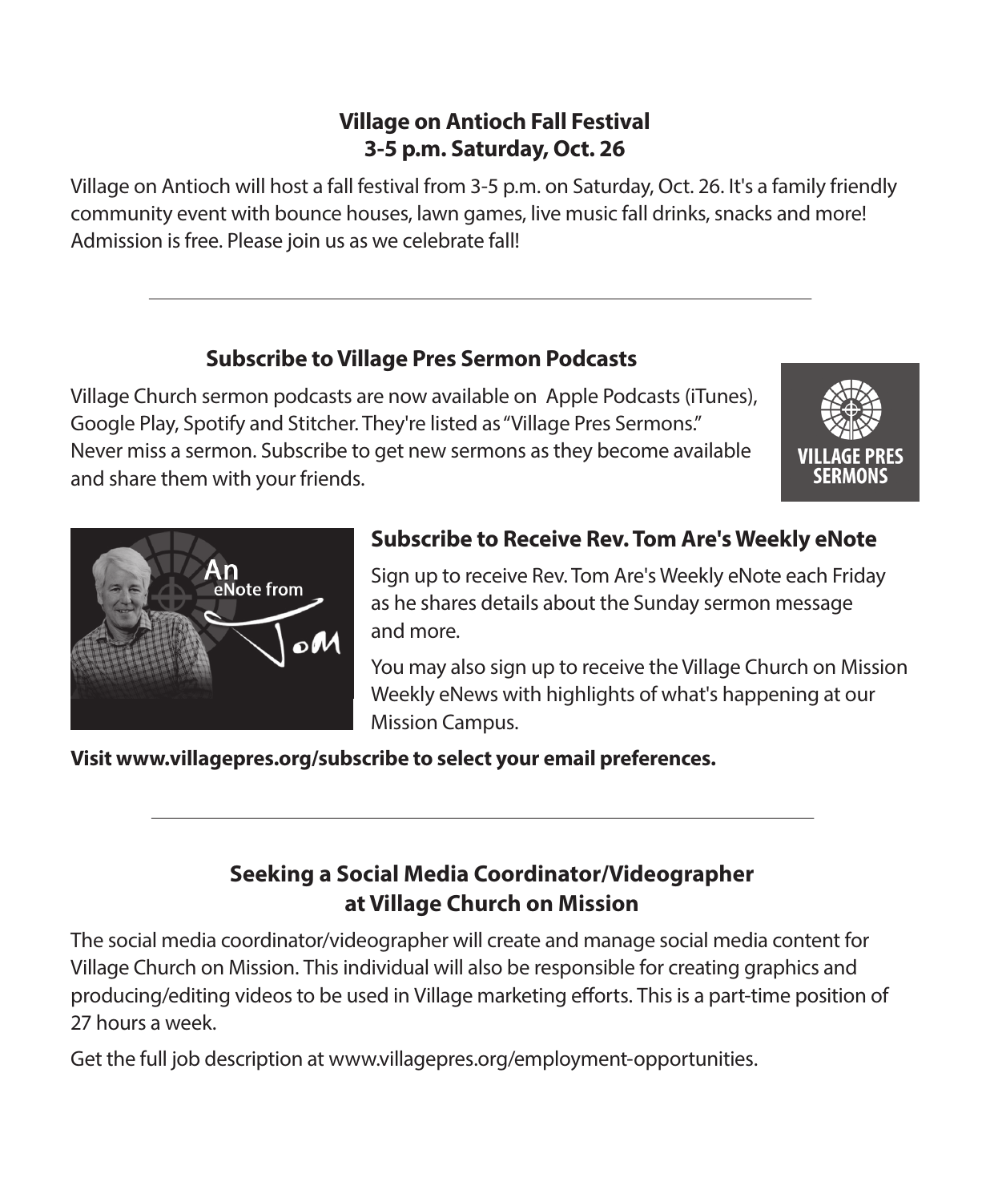## Village on Antioch Fall Festival
## 3-5 p.m. Saturday, Oct. 26

Village on Antioch will host a fall festival from 3-5 p.m. on Saturday, Oct. 26. It's a family friendly community event with bounce houses, lawn games, live music fall drinks, snacks and more! Admission is free. Please join us as we celebrate fall!

---

## Subscribe to Village Pres Sermon Podcasts

Village Church sermon podcasts are now available on Apple Podcasts (iTunes), Google Play, Spotify and Stitcher. They're listed as "Village Pres Sermons." Never miss a sermon. Subscribe to get new sermons as they become available and share them with your friends.

## Subscribe to Receive Rev. Tom Are's Weekly eNote

Sign up to receive Rev. Tom Are's Weekly eNote each Friday as he shares details about the Sunday sermon message and more.

You may also sign up to receive the Village Church on Mission Weekly eNews with highlights of what's happening at our Mission Campus.

**Visit www.villagepres.org/subscribe to select your email preferences.**

---

## Seeking a Social Media Coordinator/Videographer at Village Church on Mission

The social media coordinator/videographer will create and manage social media content for Village Church on Mission. This individual will also be responsible for creating graphics and producing/editing videos to be used in Village marketing efforts. This is a part-time position of 27 hours a week.

Get the full job description at www.villagepres.org/employment-opportunities.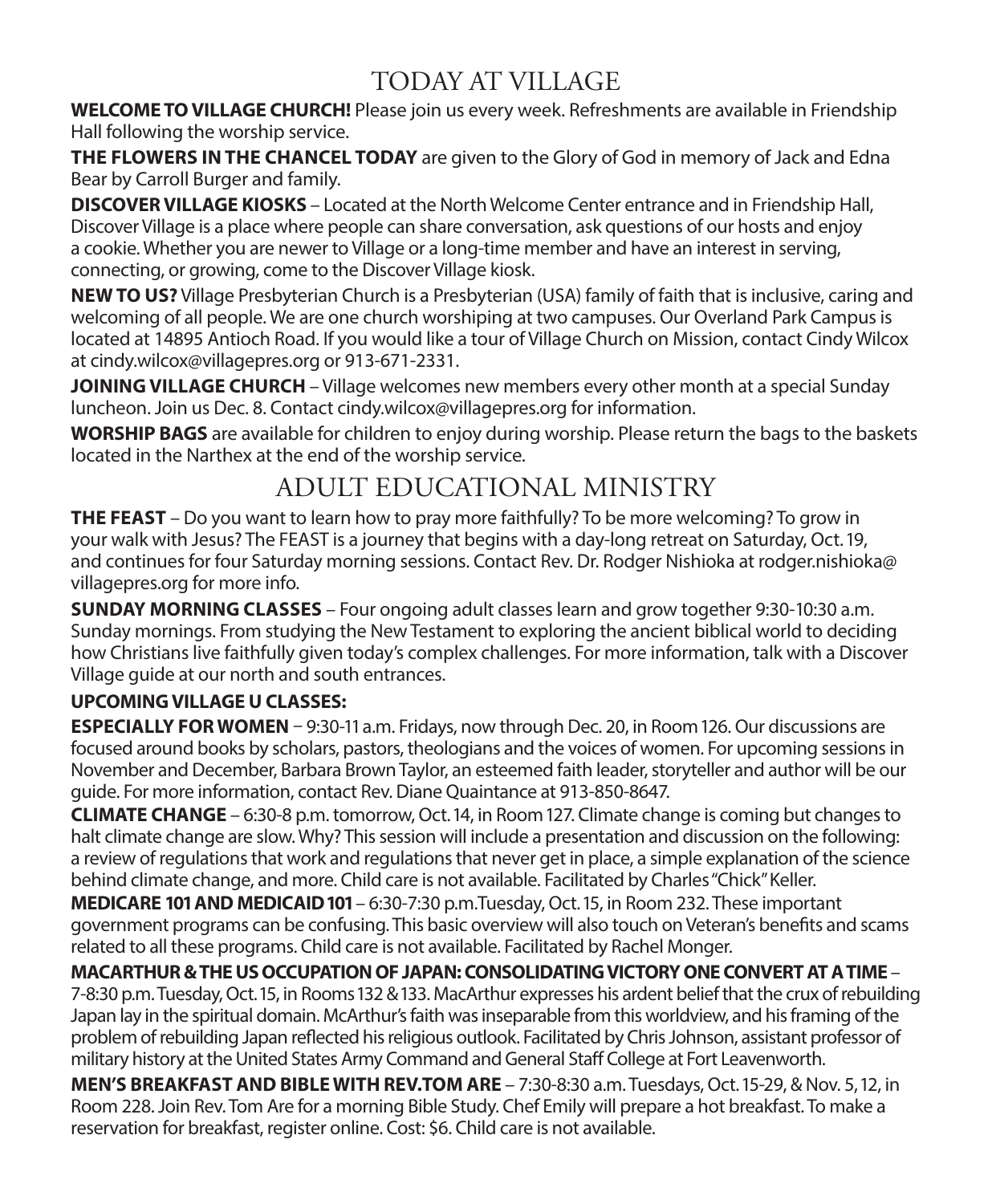# TODAY AT VILLAGE

**WELCOME TO VILLAGE CHURCH!** Please join us every week. Refreshments are available in Friendship Hall following the worship service.

**THE FLOWERS IN THE CHANCEL TODAY** are given to the Glory of God in memory of Jack and Edna Bear by Carroll Burger and family.

**DISCOVER VILLAGE KIOSKS** – Located at the North Welcome Center entrance and in Friendship Hall, Discover Village is a place where people can share conversation, ask questions of our hosts and enjoy a cookie. Whether you are newer to Village or a long-time member and have an interest in serving, connecting, or growing, come to the Discover Village kiosk.

**NEW TO US?** Village Presbyterian Church is a Presbyterian (USA) family of faith that is inclusive, caring and welcoming of all people. We are one church worshiping at two campuses. Our Overland Park Campus is located at 14895 Antioch Road. If you would like a tour of Village Church on Mission, contact Cindy Wilcox at cindy.wilcox@villagepres.org or 913-671-2331.

**JOINING VILLAGE CHURCH** – Village welcomes new members every other month at a special Sunday luncheon. Join us Dec. 8. Contact cindy.wilcox@villagepres.org for information.

**WORSHIP BAGS** are available for children to enjoy during worship. Please return the bags to the baskets located in the Narthex at the end of the worship service.

# ADULT EDUCATIONAL MINISTRY

**THE FEAST** – Do you want to learn how to pray more faithfully? To be more welcoming? To grow in your walk with Jesus? The FEAST is a journey that begins with a day-long retreat on Saturday, Oct. 19, and continues for four Saturday morning sessions. Contact Rev. Dr. Rodger Nishioka at rodger.nishioka@villagepres.org for more info.

**SUNDAY MORNING CLASSES** – Four ongoing adult classes learn and grow together 9:30-10:30 a.m. Sunday mornings. From studying the New Testament to exploring the ancient biblical world to deciding how Christians live faithfully given today's complex challenges. For more information, talk with a Discover Village guide at our north and south entrances.

**UPCOMING VILLAGE U CLASSES:**

**ESPECIALLY FOR WOMEN** – 9:30-11 a.m. Fridays, now through Dec. 20, in Room 126. Our discussions are focused around books by scholars, pastors, theologians and the voices of women. For upcoming sessions in November and December, Barbara Brown Taylor, an esteemed faith leader, storyteller and author will be our guide. For more information, contact Rev. Diane Quaintance at 913-850-8647.

**CLIMATE CHANGE** – 6:30-8 p.m. tomorrow, Oct. 14, in Room 127. Climate change is coming but changes to halt climate change are slow. Why? This session will include a presentation and discussion on the following: a review of regulations that work and regulations that never get in place, a simple explanation of the science behind climate change, and more. Child care is not available. Facilitated by Charles "Chick" Keller.

**MEDICARE 101 AND MEDICAID 101** – 6:30-7:30 p.m.Tuesday, Oct. 15, in Room 232. These important government programs can be confusing. This basic overview will also touch on Veteran's benefits and scams related to all these programs. Child care is not available. Facilitated by Rachel Monger.

**MACARTHUR & THE US OCCUPATION OF JAPAN: CONSOLIDATING VICTORY ONE CONVERT AT A TIME** – 7-8:30 p.m. Tuesday, Oct. 15, in Rooms 132 & 133. MacArthur expresses his ardent belief that the crux of rebuilding Japan lay in the spiritual domain. McArthur's faith was inseparable from this worldview, and his framing of the problem of rebuilding Japan reflected his religious outlook. Facilitated by Chris Johnson, assistant professor of military history at the United States Army Command and General Staff College at Fort Leavenworth.

**MEN'S BREAKFAST AND BIBLE WITH REV.TOM ARE** – 7:30-8:30 a.m. Tuesdays, Oct. 15-29, & Nov. 5, 12, in Room 228. Join Rev. Tom Are for a morning Bible Study. Chef Emily will prepare a hot breakfast. To make a reservation for breakfast, register online. Cost: $6. Child care is not available.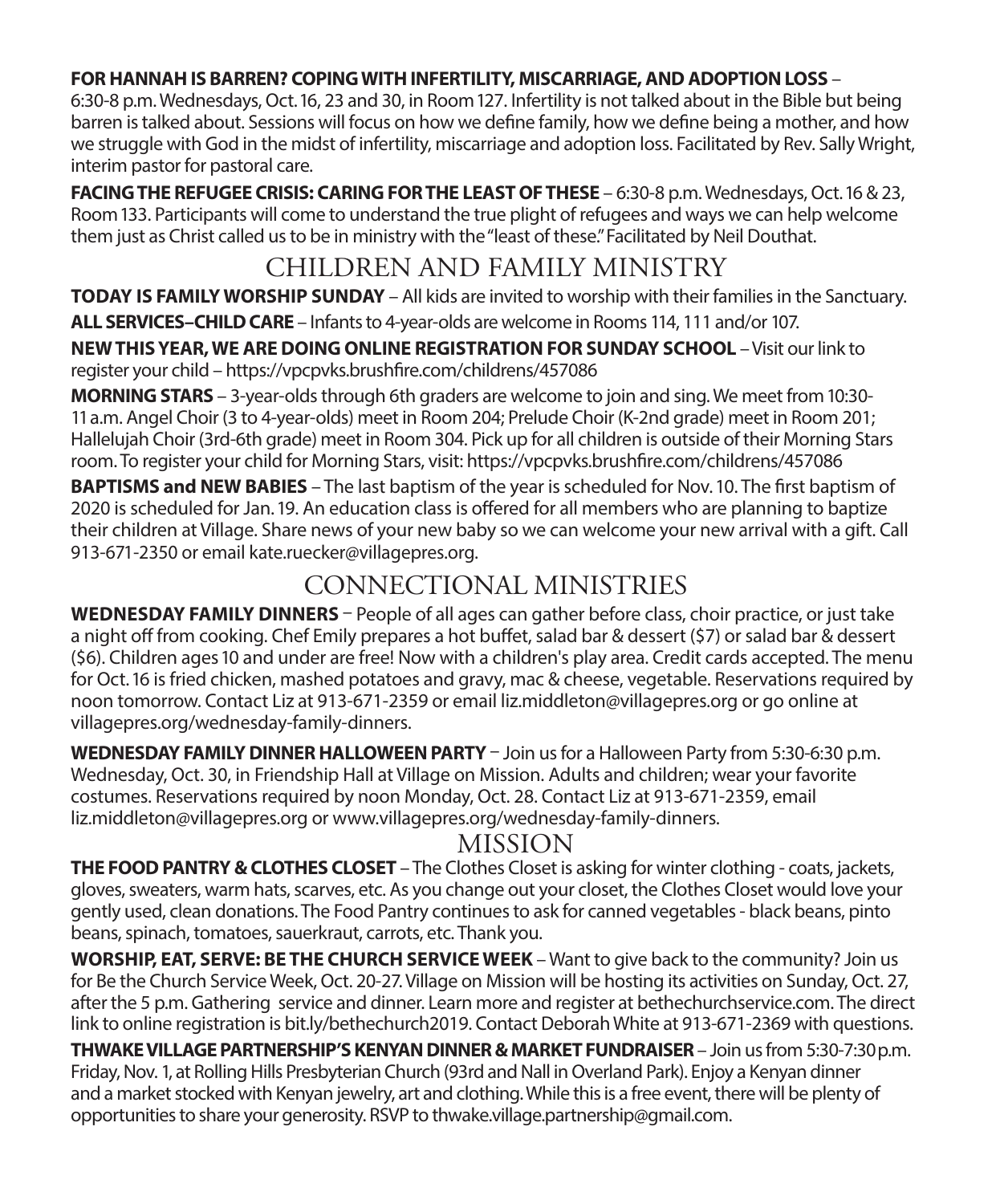**FOR HANNAH IS BARREN? COPING WITH INFERTILITY, MISCARRIAGE, AND ADOPTION LOSS** – 6:30-8 p.m. Wednesdays, Oct. 16, 23 and 30, in Room 127. Infertility is not talked about in the Bible but being barren is talked about. Sessions will focus on how we define family, how we define being a mother, and how we struggle with God in the midst of infertility, miscarriage and adoption loss. Facilitated by Rev. Sally Wright, interim pastor for pastoral care.

**FACING THE REFUGEE CRISIS: CARING FOR THE LEAST OF THESE** – 6:30-8 p.m. Wednesdays, Oct. 16 & 23, Room 133. Participants will come to understand the true plight of refugees and ways we can help welcome them just as Christ called us to be in ministry with the "least of these." Facilitated by Neil Douthat.

## CHILDREN AND FAMILY MINISTRY

**TODAY IS FAMILY WORSHIP SUNDAY** – All kids are invited to worship with their families in the Sanctuary.

**ALL SERVICES–CHILD CARE** – Infants to 4-year-olds are welcome in Rooms 114, 111 and/or 107.

**NEW THIS YEAR, WE ARE DOING ONLINE REGISTRATION FOR SUNDAY SCHOOL** – Visit our link to register your child – https://vpcpvks.brushfire.com/childrens/457086

**MORNING STARS** – 3-year-olds through 6th graders are welcome to join and sing. We meet from 10:30-11 a.m. Angel Choir (3 to 4-year-olds) meet in Room 204; Prelude Choir (K-2nd grade) meet in Room 201; Hallelujah Choir (3rd-6th grade) meet in Room 304. Pick up for all children is outside of their Morning Stars room. To register your child for Morning Stars, visit: https://vpcpvks.brushfire.com/childrens/457086

**BAPTISMS and NEW BABIES** – The last baptism of the year is scheduled for Nov. 10. The first baptism of 2020 is scheduled for Jan. 19. An education class is offered for all members who are planning to baptize their children at Village. Share news of your new baby so we can welcome your new arrival with a gift. Call 913-671-2350 or email kate.ruecker@villagepres.org.

## CONNECTIONAL MINISTRIES

**WEDNESDAY FAMILY DINNERS** – People of all ages can gather before class, choir practice, or just take a night off from cooking. Chef Emily prepares a hot buffet, salad bar & dessert ($7) or salad bar & dessert ($6). Children ages 10 and under are free! Now with a children's play area. Credit cards accepted. The menu for Oct. 16 is fried chicken, mashed potatoes and gravy, mac & cheese, vegetable. Reservations required by noon tomorrow. Contact Liz at 913-671-2359 or email liz.middleton@villagepres.org or go online at villagepres.org/wednesday-family-dinners.

**WEDNESDAY FAMILY DINNER HALLOWEEN PARTY** – Join us for a Halloween Party from 5:30-6:30 p.m. Wednesday, Oct. 30, in Friendship Hall at Village on Mission. Adults and children; wear your favorite costumes. Reservations required by noon Monday, Oct. 28. Contact Liz at 913-671-2359, email liz.middleton@villagepres.org or www.villagepres.org/wednesday-family-dinners.

## MISSION

**THE FOOD PANTRY & CLOTHES CLOSET** – The Clothes Closet is asking for winter clothing - coats, jackets, gloves, sweaters, warm hats, scarves, etc. As you change out your closet, the Clothes Closet would love your gently used, clean donations. The Food Pantry continues to ask for canned vegetables - black beans, pinto beans, spinach, tomatoes, sauerkraut, carrots, etc. Thank you.

**WORSHIP, EAT, SERVE: BE THE CHURCH SERVICE WEEK** – Want to give back to the community? Join us for Be the Church Service Week, Oct. 20-27. Village on Mission will be hosting its activities on Sunday, Oct. 27, after the 5 p.m. Gathering service and dinner. Learn more and register at bethechurchservice.com. The direct link to online registration is bit.ly/bethechurch2019. Contact Deborah White at 913-671-2369 with questions.

**THWAKE VILLAGE PARTNERSHIP'S KENYAN DINNER & MARKET FUNDRAISER** – Join us from 5:30-7:30 p.m. Friday, Nov. 1, at Rolling Hills Presbyterian Church (93rd and Nall in Overland Park). Enjoy a Kenyan dinner and a market stocked with Kenyan jewelry, art and clothing. While this is a free event, there will be plenty of opportunities to share your generosity. RSVP to thwake.village.partnership@gmail.com.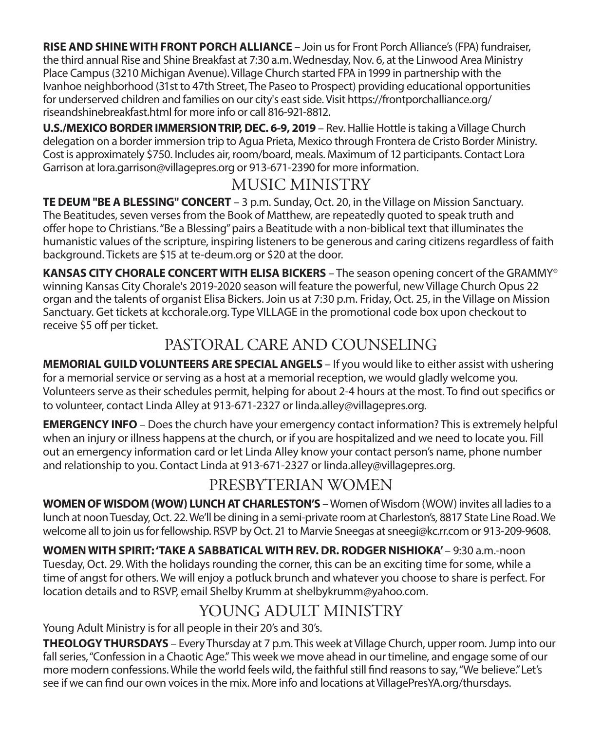**RISE AND SHINE WITH FRONT PORCH ALLIANCE** – Join us for Front Porch Alliance's (FPA) fundraiser, the third annual Rise and Shine Breakfast at 7:30 a.m. Wednesday, Nov. 6, at the Linwood Area Ministry Place Campus (3210 Michigan Avenue). Village Church started FPA in 1999 in partnership with the Ivanhoe neighborhood (31st to 47th Street, The Paseo to Prospect) providing educational opportunities for underserved children and families on our city's east side. Visit https://frontporchalliance.org/riseandshinebreakfast.html for more info or call 816-921-8812.

**U.S./MEXICO BORDER IMMERSION TRIP, DEC. 6-9, 2019** – Rev. Hallie Hottle is taking a Village Church delegation on a border immersion trip to Agua Prieta, Mexico through Frontera de Cristo Border Ministry. Cost is approximately $750. Includes air, room/board, meals. Maximum of 12 participants. Contact Lora Garrison at lora.garrison@villagepres.org or 913-671-2390 for more information.

## MUSIC MINISTRY

**TE DEUM "BE A BLESSING" CONCERT** – 3 p.m. Sunday, Oct. 20, in the Village on Mission Sanctuary. The Beatitudes, seven verses from the Book of Matthew, are repeatedly quoted to speak truth and offer hope to Christians. "Be a Blessing" pairs a Beatitude with a non-biblical text that illuminates the humanistic values of the scripture, inspiring listeners to be generous and caring citizens regardless of faith background. Tickets are $15 at te-deum.org or $20 at the door.

**KANSAS CITY CHORALE CONCERT WITH ELISA BICKERS** – The season opening concert of the GRAMMY® winning Kansas City Chorale's 2019-2020 season will feature the powerful, new Village Church Opus 22 organ and the talents of organist Elisa Bickers. Join us at 7:30 p.m. Friday, Oct. 25, in the Village on Mission Sanctuary. Get tickets at kcchorale.org. Type VILLAGE in the promotional code box upon checkout to receive $5 off per ticket.

## PASTORAL CARE AND COUNSELING

**MEMORIAL GUILD VOLUNTEERS ARE SPECIAL ANGELS** – If you would like to either assist with ushering for a memorial service or serving as a host at a memorial reception, we would gladly welcome you. Volunteers serve as their schedules permit, helping for about 2-4 hours at the most. To find out specifics or to volunteer, contact Linda Alley at 913-671-2327 or linda.alley@villagepres.org.

**EMERGENCY INFO** – Does the church have your emergency contact information? This is extremely helpful when an injury or illness happens at the church, or if you are hospitalized and we need to locate you. Fill out an emergency information card or let Linda Alley know your contact person's name, phone number and relationship to you. Contact Linda at 913-671-2327 or linda.alley@villagepres.org.

## PRESBYTERIAN WOMEN

**WOMEN OF WISDOM (WOW) LUNCH AT CHARLESTON'S** – Women of Wisdom (WOW) invites all ladies to a lunch at noon Tuesday, Oct. 22. We'll be dining in a semi-private room at Charleston's, 8817 State Line Road. We welcome all to join us for fellowship. RSVP by Oct. 21 to Marvie Sneegas at sneegi@kc.rr.com or 913-209-9608.

**WOMEN WITH SPIRIT: 'TAKE A SABBATICAL WITH REV. DR. RODGER NISHIOKA'** – 9:30 a.m.-noon Tuesday, Oct. 29. With the holidays rounding the corner, this can be an exciting time for some, while a time of angst for others. We will enjoy a potluck brunch and whatever you choose to share is perfect. For location details and to RSVP, email Shelby Krumm at shelbykrumm@yahoo.com.

## YOUNG ADULT MINISTRY

Young Adult Ministry is for all people in their 20's and 30's.

**THEOLOGY THURSDAYS** – Every Thursday at 7 p.m. This week at Village Church, upper room. Jump into our fall series, "Confession in a Chaotic Age." This week we move ahead in our timeline, and engage some of our more modern confessions. While the world feels wild, the faithful still find reasons to say, "We believe." Let's see if we can find our own voices in the mix. More info and locations at VillagePresYA.org/thursdays.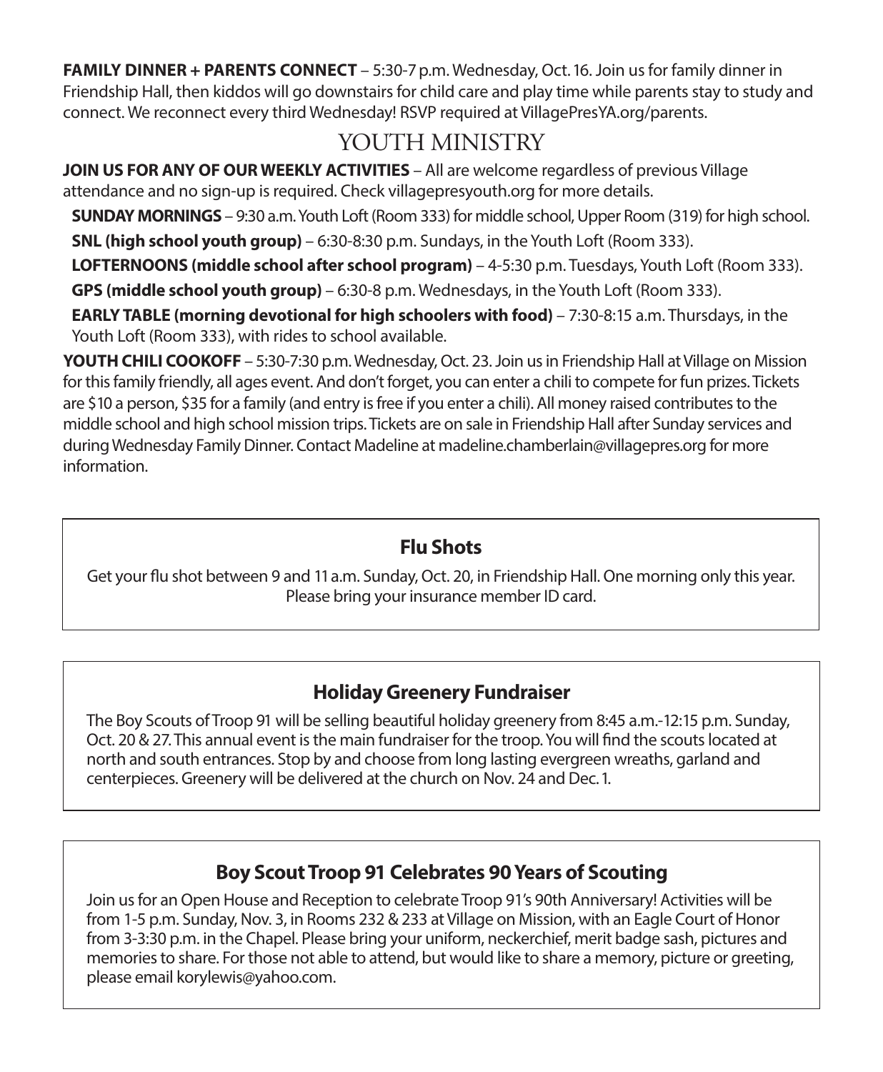**FAMILY DINNER + PARENTS CONNECT** – 5:30-7 p.m. Wednesday, Oct. 16. Join us for family dinner in Friendship Hall, then kiddos will go downstairs for child care and play time while parents stay to study and connect. We reconnect every third Wednesday! RSVP required at VillagePresYA.org/parents.

## YOUTH MINISTRY

**JOIN US FOR ANY OF OUR WEEKLY ACTIVITIES** – All are welcome regardless of previous Village attendance and no sign-up is required. Check villagepresyouth.org for more details.

**SUNDAY MORNINGS** – 9:30 a.m. Youth Loft (Room 333) for middle school, Upper Room (319) for high school.

**SNL (high school youth group)** – 6:30-8:30 p.m. Sundays, in the Youth Loft (Room 333).

**LOFTERNOONS (middle school after school program)** – 4-5:30 p.m. Tuesdays, Youth Loft (Room 333).

**GPS (middle school youth group)** – 6:30-8 p.m. Wednesdays, in the Youth Loft (Room 333).

**EARLY TABLE (morning devotional for high schoolers with food)** – 7:30-8:15 a.m. Thursdays, in the Youth Loft (Room 333), with rides to school available.

**YOUTH CHILI COOKOFF** – 5:30-7:30 p.m. Wednesday, Oct. 23. Join us in Friendship Hall at Village on Mission for this family friendly, all ages event. And don't forget, you can enter a chili to compete for fun prizes. Tickets are $10 a person, $35 for a family (and entry is free if you enter a chili). All money raised contributes to the middle school and high school mission trips. Tickets are on sale in Friendship Hall after Sunday services and during Wednesday Family Dinner. Contact Madeline at madeline.chamberlain@villagepres.org for more information.

### Flu Shots

Get your flu shot between 9 and 11 a.m. Sunday, Oct. 20, in Friendship Hall. One morning only this year. Please bring your insurance member ID card.

### Holiday Greenery Fundraiser

The Boy Scouts of Troop 91 will be selling beautiful holiday greenery from 8:45 a.m.-12:15 p.m. Sunday, Oct. 20 & 27. This annual event is the main fundraiser for the troop. You will find the scouts located at north and south entrances. Stop by and choose from long lasting evergreen wreaths, garland and centerpieces. Greenery will be delivered at the church on Nov. 24 and Dec. 1.

### Boy Scout Troop 91 Celebrates 90 Years of Scouting

Join us for an Open House and Reception to celebrate Troop 91's 90th Anniversary! Activities will be from 1-5 p.m. Sunday, Nov. 3, in Rooms 232 & 233 at Village on Mission, with an Eagle Court of Honor from 3-3:30 p.m. in the Chapel. Please bring your uniform, neckerchief, merit badge sash, pictures and memories to share. For those not able to attend, but would like to share a memory, picture or greeting, please email korylewis@yahoo.com.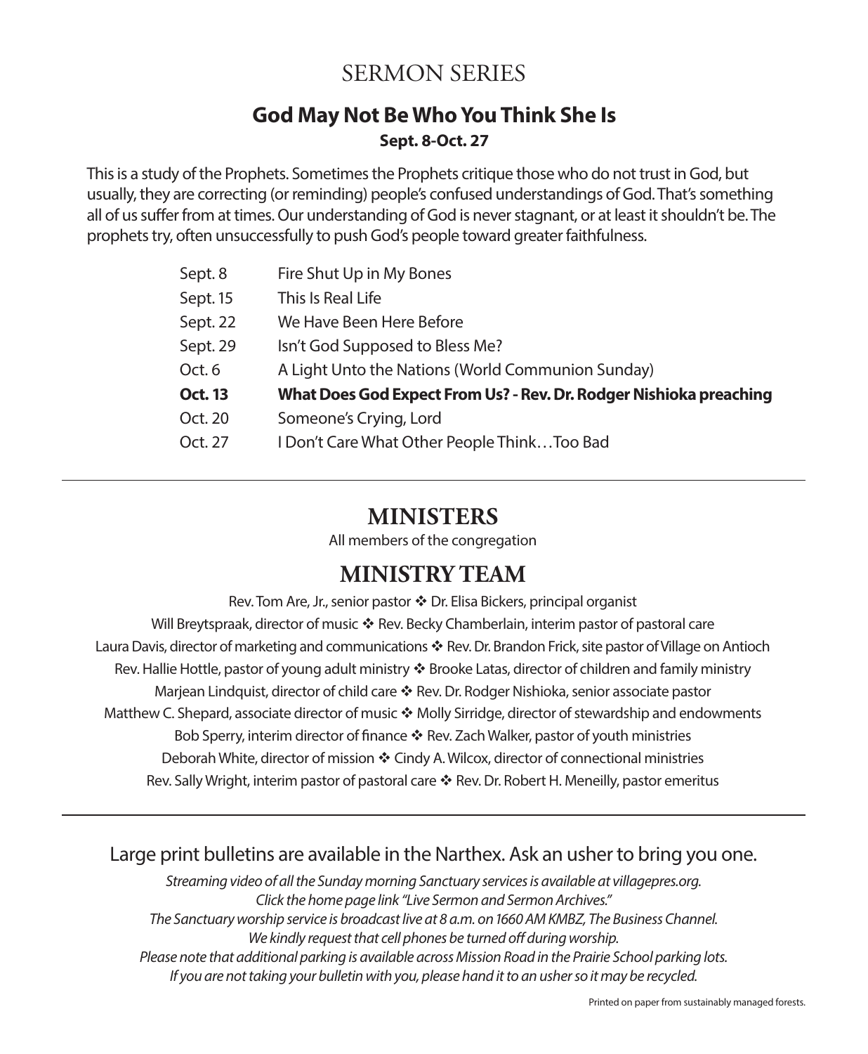## SERMON SERIES

### God May Not Be Who You Think She Is

**Sept. 8-Oct. 27**

This is a study of the Prophets. Sometimes the Prophets critique those who do not trust in God, but usually, they are correcting (or reminding) people's confused understandings of God. That's something all of us suffer from at times. Our understanding of God is never stagnant, or at least it shouldn't be. The prophets try, often unsuccessfully to push God's people toward greater faithfulness.

| | |
|---|---|
| Sept. 8 | Fire Shut Up in My Bones |
| Sept. 15 | This Is Real Life |
| Sept. 22 | We Have Been Here Before |
| Sept. 29 | Isn't God Supposed to Bless Me? |
| Oct. 6 | A Light Unto the Nations (World Communion Sunday) |
| **Oct. 13** | **What Does God Expect From Us? - Rev. Dr. Rodger Nishioka preaching** |
| Oct. 20 | Someone's Crying, Lord |
| Oct. 27 | I Don't Care What Other People Think…Too Bad |

---

## MINISTERS

All members of the congregation

## MINISTRY TEAM

Rev. Tom Are, Jr., senior pastor ❖ Dr. Elisa Bickers, principal organist
Will Breytspraak, director of music ❖ Rev. Becky Chamberlain, interim pastor of pastoral care
Laura Davis, director of marketing and communications ❖ Rev. Dr. Brandon Frick, site pastor of Village on Antioch
Rev. Hallie Hottle, pastor of young adult ministry ❖ Brooke Latas, director of children and family ministry
Marjean Lindquist, director of child care ❖ Rev. Dr. Rodger Nishioka, senior associate pastor
Matthew C. Shepard, associate director of music ❖ Molly Sirridge, director of stewardship and endowments
Bob Sperry, interim director of finance ❖ Rev. Zach Walker, pastor of youth ministries
Deborah White, director of mission ❖ Cindy A. Wilcox, director of connectional ministries
Rev. Sally Wright, interim pastor of pastoral care ❖ Rev. Dr. Robert H. Meneilly, pastor emeritus

---

Large print bulletins are available in the Narthex. Ask an usher to bring you one.

*Streaming video of all the Sunday morning Sanctuary services is available at villagepres.org.*
*Click the home page link "Live Sermon and Sermon Archives."*
*The Sanctuary worship service is broadcast live at 8 a.m. on 1660 AM KMBZ, The Business Channel.*
*We kindly request that cell phones be turned off during worship.*
*Please note that additional parking is available across Mission Road in the Prairie School parking lots.*
*If you are not taking your bulletin with you, please hand it to an usher so it may be recycled.*

Printed on paper from sustainably managed forests.